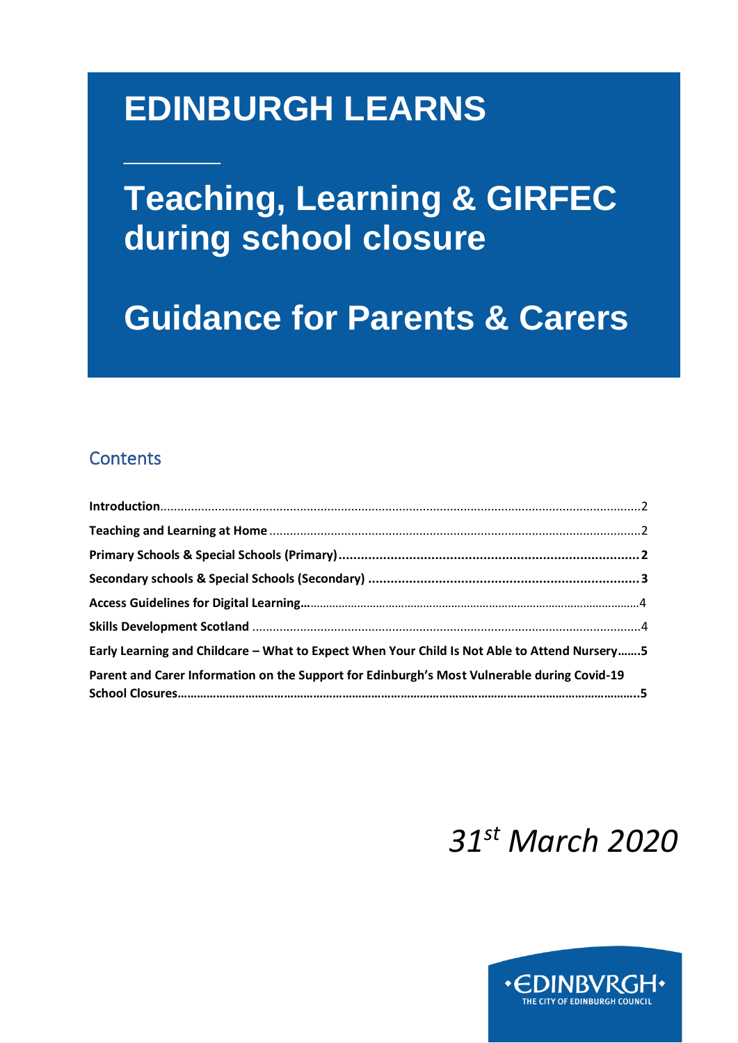# EDINBURGH LEARNS

# Teaching, Learning & GIRFEC during school closure

# Guidance for Parents & Carers

## Contents

**Introduction**....................................................................................................2

**Teaching and Learning at Home**....................................................................2

**Primary Schools & Special Schools (Primary)**..............................................**2**

**Secondary schools & Special Schools (Secondary)**.....................................**3**

**Access Guidelines for Digital Learning**...........................................................4

**Skills Development Scotland**..........................................................................4

**Early Learning and Childcare – What to Expect When Your Child Is Not Able to Attend Nursery.......5**

**Parent and Carer Information on the Support for Edinburgh's Most Vulnerable during Covid-19 School Closures..........5**

*31st March 2020*

EDINBVRGH
THE CITY OF EDINBURGH COUNCIL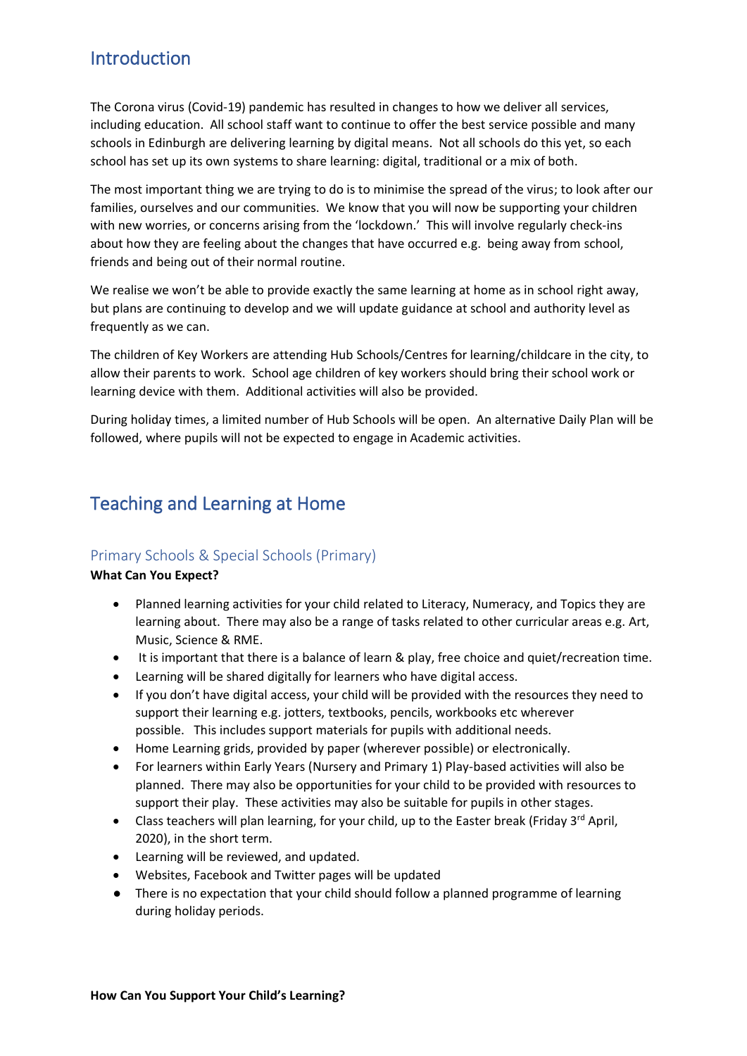## Introduction

The Corona virus (Covid-19) pandemic has resulted in changes to how we deliver all services, including education. All school staff want to continue to offer the best service possible and many schools in Edinburgh are delivering learning by digital means. Not all schools do this yet, so each school has set up its own systems to share learning: digital, traditional or a mix of both.

The most important thing we are trying to do is to minimise the spread of the virus; to look after our families, ourselves and our communities. We know that you will now be supporting your children with new worries, or concerns arising from the 'lockdown.' This will involve regularly check-ins about how they are feeling about the changes that have occurred e.g. being away from school, friends and being out of their normal routine.

We realise we won't be able to provide exactly the same learning at home as in school right away, but plans are continuing to develop and we will update guidance at school and authority level as frequently as we can.

The children of Key Workers are attending Hub Schools/Centres for learning/childcare in the city, to allow their parents to work. School age children of key workers should bring their school work or learning device with them. Additional activities will also be provided.

During holiday times, a limited number of Hub Schools will be open. An alternative Daily Plan will be followed, where pupils will not be expected to engage in Academic activities.

## Teaching and Learning at Home

### Primary Schools & Special Schools (Primary)

**What Can You Expect?**

- Planned learning activities for your child related to Literacy, Numeracy, and Topics they are learning about. There may also be a range of tasks related to other curricular areas e.g. Art, Music, Science & RME.
- It is important that there is a balance of learn & play, free choice and quiet/recreation time.
- Learning will be shared digitally for learners who have digital access.
- If you don't have digital access, your child will be provided with the resources they need to support their learning e.g. jotters, textbooks, pencils, workbooks etc wherever possible. This includes support materials for pupils with additional needs.
- Home Learning grids, provided by paper (wherever possible) or electronically.
- For learners within Early Years (Nursery and Primary 1) Play-based activities will also be planned. There may also be opportunities for your child to be provided with resources to support their play. These activities may also be suitable for pupils in other stages.
- Class teachers will plan learning, for your child, up to the Easter break (Friday 3rd April, 2020), in the short term.
- Learning will be reviewed, and updated.
- Websites, Facebook and Twitter pages will be updated
- There is no expectation that your child should follow a planned programme of learning during holiday periods.

**How Can You Support Your Child's Learning?**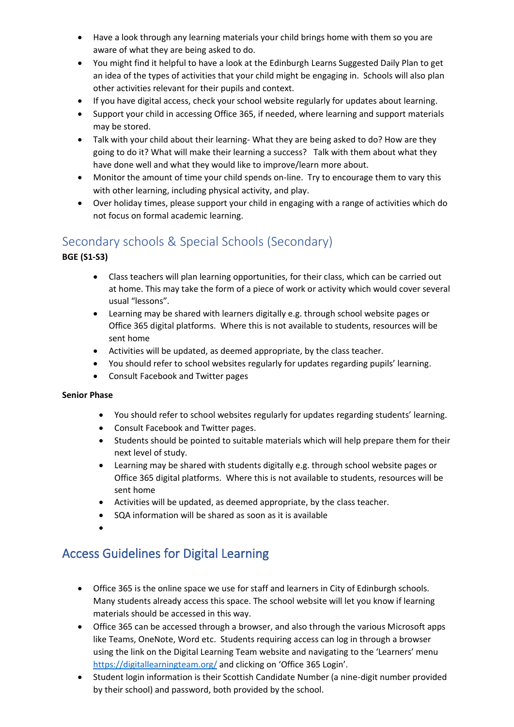- Have a look through any learning materials your child brings home with them so you are aware of what they are being asked to do.
- You might find it helpful to have a look at the Edinburgh Learns Suggested Daily Plan to get an idea of the types of activities that your child might be engaging in. Schools will also plan other activities relevant for their pupils and context.
- If you have digital access, check your school website regularly for updates about learning.
- Support your child in accessing Office 365, if needed, where learning and support materials may be stored.
- Talk with your child about their learning- What they are being asked to do? How are they going to do it? What will make their learning a success? Talk with them about what they have done well and what they would like to improve/learn more about.
- Monitor the amount of time your child spends on-line. Try to encourage them to vary this with other learning, including physical activity, and play.
- Over holiday times, please support your child in engaging with a range of activities which do not focus on formal academic learning.

## Secondary schools & Special Schools (Secondary)

**BGE (S1-S3)**

- Class teachers will plan learning opportunities, for their class, which can be carried out at home. This may take the form of a piece of work or activity which would cover several usual "lessons".
- Learning may be shared with learners digitally e.g. through school website pages or Office 365 digital platforms. Where this is not available to students, resources will be sent home
- Activities will be updated, as deemed appropriate, by the class teacher.
- You should refer to school websites regularly for updates regarding pupils' learning.
- Consult Facebook and Twitter pages

**Senior Phase**

- You should refer to school websites regularly for updates regarding students' learning.
- Consult Facebook and Twitter pages.
- Students should be pointed to suitable materials which will help prepare them for their next level of study.
- Learning may be shared with students digitally e.g. through school website pages or Office 365 digital platforms. Where this is not available to students, resources will be sent home
- Activities will be updated, as deemed appropriate, by the class teacher.
- SQA information will be shared as soon as it is available

## Access Guidelines for Digital Learning

- Office 365 is the online space we use for staff and learners in City of Edinburgh schools. Many students already access this space. The school website will let you know if learning materials should be accessed in this way.
- Office 365 can be accessed through a browser, and also through the various Microsoft apps like Teams, OneNote, Word etc. Students requiring access can log in through a browser using the link on the Digital Learning Team website and navigating to the 'Learners' menu https://digitallearningteam.org/ and clicking on 'Office 365 Login'.
- Student login information is their Scottish Candidate Number (a nine-digit number provided by their school) and password, both provided by the school.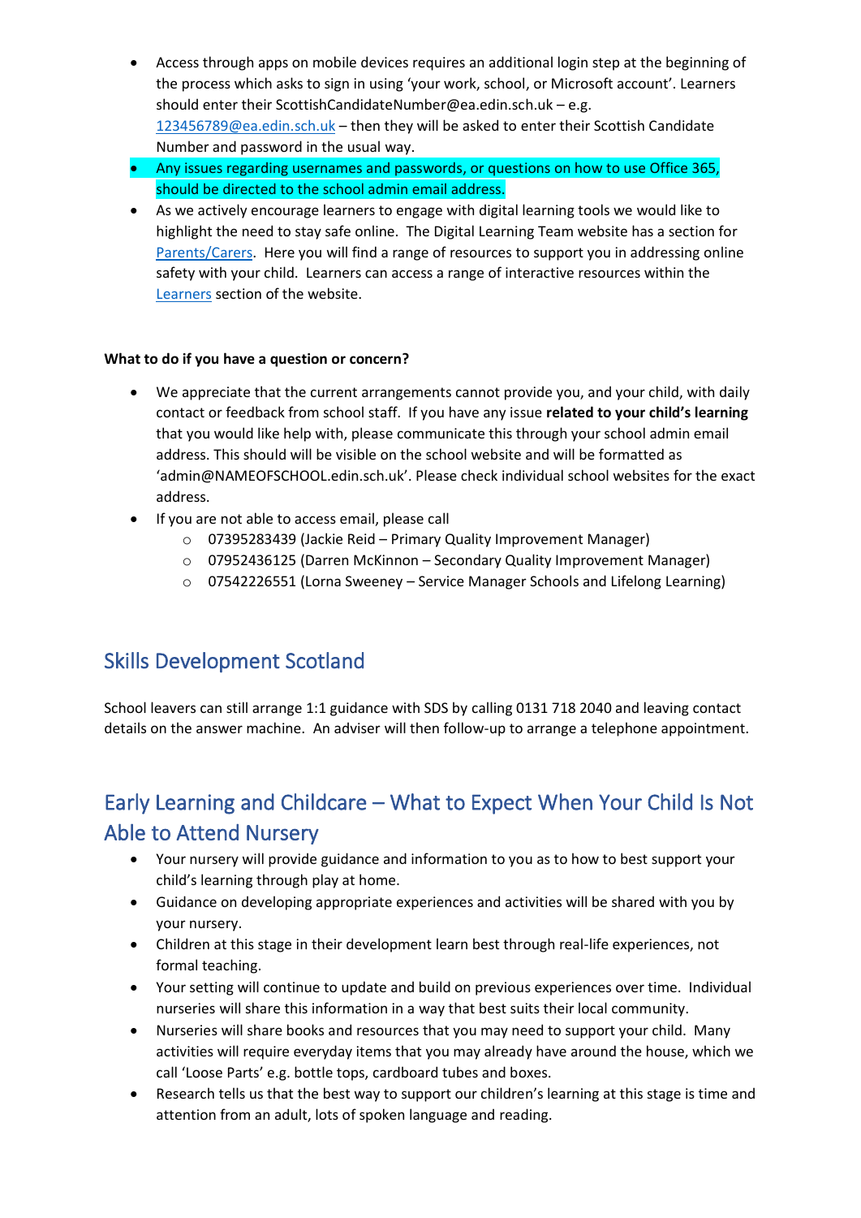- Access through apps on mobile devices requires an additional login step at the beginning of the process which asks to sign in using 'your work, school, or Microsoft account'. Learners should enter their ScottishCandidateNumber@ea.edin.sch.uk – e.g. 123456789@ea.edin.sch.uk – then they will be asked to enter their Scottish Candidate Number and password in the usual way.
- Any issues regarding usernames and passwords, or questions on how to use Office 365, should be directed to the school admin email address.
- As we actively encourage learners to engage with digital learning tools we would like to highlight the need to stay safe online. The Digital Learning Team website has a section for Parents/Carers. Here you will find a range of resources to support you in addressing online safety with your child. Learners can access a range of interactive resources within the Learners section of the website.

**What to do if you have a question or concern?**

- We appreciate that the current arrangements cannot provide you, and your child, with daily contact or feedback from school staff. If you have any issue **related to your child's learning** that you would like help with, please communicate this through your school admin email address. This should will be visible on the school website and will be formatted as 'admin@NAMEOFSCHOOL.edin.sch.uk'. Please check individual school websites for the exact address.
- If you are not able to access email, please call
  - 07395283439 (Jackie Reid – Primary Quality Improvement Manager)
  - 07952436125 (Darren McKinnon – Secondary Quality Improvement Manager)
  - 07542226551 (Lorna Sweeney – Service Manager Schools and Lifelong Learning)

## Skills Development Scotland

School leavers can still arrange 1:1 guidance with SDS by calling 0131 718 2040 and leaving contact details on the answer machine. An adviser will then follow-up to arrange a telephone appointment.

## Early Learning and Childcare – What to Expect When Your Child Is Not Able to Attend Nursery

- Your nursery will provide guidance and information to you as to how to best support your child's learning through play at home.
- Guidance on developing appropriate experiences and activities will be shared with you by your nursery.
- Children at this stage in their development learn best through real-life experiences, not formal teaching.
- Your setting will continue to update and build on previous experiences over time. Individual nurseries will share this information in a way that best suits their local community.
- Nurseries will share books and resources that you may need to support your child. Many activities will require everyday items that you may already have around the house, which we call 'Loose Parts' e.g. bottle tops, cardboard tubes and boxes.
- Research tells us that the best way to support our children's learning at this stage is time and attention from an adult, lots of spoken language and reading.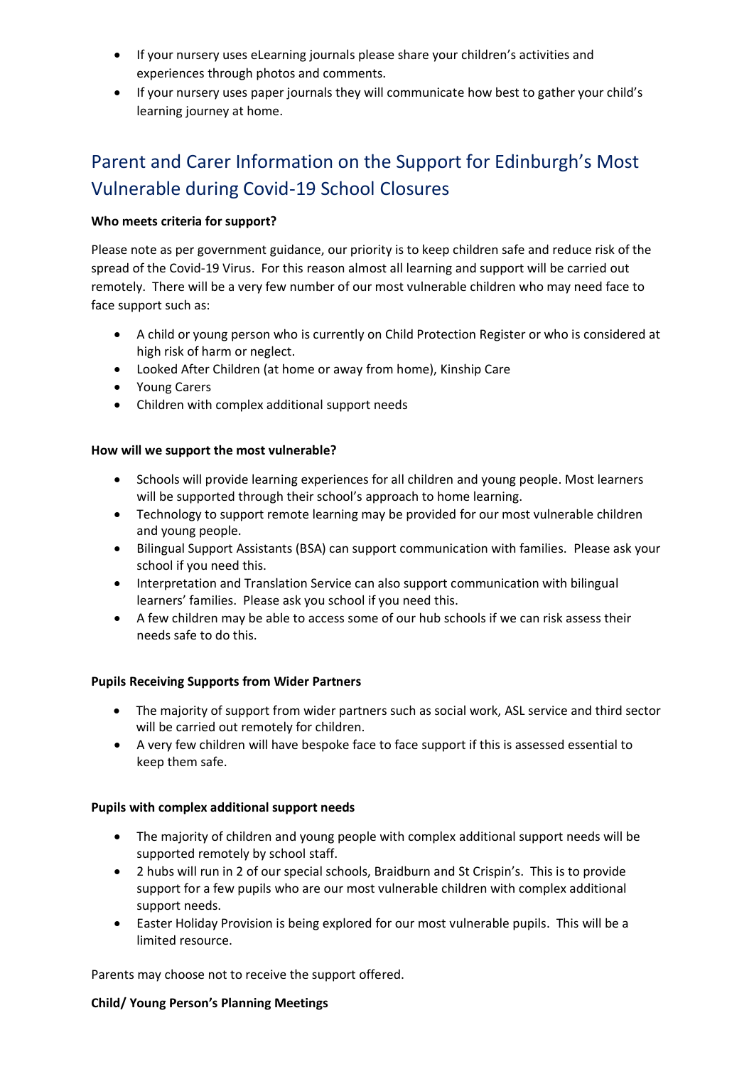- If your nursery uses eLearning journals please share your children's activities and experiences through photos and comments.
- If your nursery uses paper journals they will communicate how best to gather your child's learning journey at home.

## Parent and Carer Information on the Support for Edinburgh's Most Vulnerable during Covid-19 School Closures

**Who meets criteria for support?**

Please note as per government guidance, our priority is to keep children safe and reduce risk of the spread of the Covid-19 Virus. For this reason almost all learning and support will be carried out remotely. There will be a very few number of our most vulnerable children who may need face to face support such as:

- A child or young person who is currently on Child Protection Register or who is considered at high risk of harm or neglect.
- Looked After Children (at home or away from home), Kinship Care
- Young Carers
- Children with complex additional support needs

**How will we support the most vulnerable?**

- Schools will provide learning experiences for all children and young people. Most learners will be supported through their school's approach to home learning.
- Technology to support remote learning may be provided for our most vulnerable children and young people.
- Bilingual Support Assistants (BSA) can support communication with families. Please ask your school if you need this.
- Interpretation and Translation Service can also support communication with bilingual learners' families. Please ask you school if you need this.
- A few children may be able to access some of our hub schools if we can risk assess their needs safe to do this.

**Pupils Receiving Supports from Wider Partners**

- The majority of support from wider partners such as social work, ASL service and third sector will be carried out remotely for children.
- A very few children will have bespoke face to face support if this is assessed essential to keep them safe.

**Pupils with complex additional support needs**

- The majority of children and young people with complex additional support needs will be supported remotely by school staff.
- 2 hubs will run in 2 of our special schools, Braidburn and St Crispin's. This is to provide support for a few pupils who are our most vulnerable children with complex additional support needs.
- Easter Holiday Provision is being explored for our most vulnerable pupils. This will be a limited resource.

Parents may choose not to receive the support offered.

**Child/ Young Person's Planning Meetings**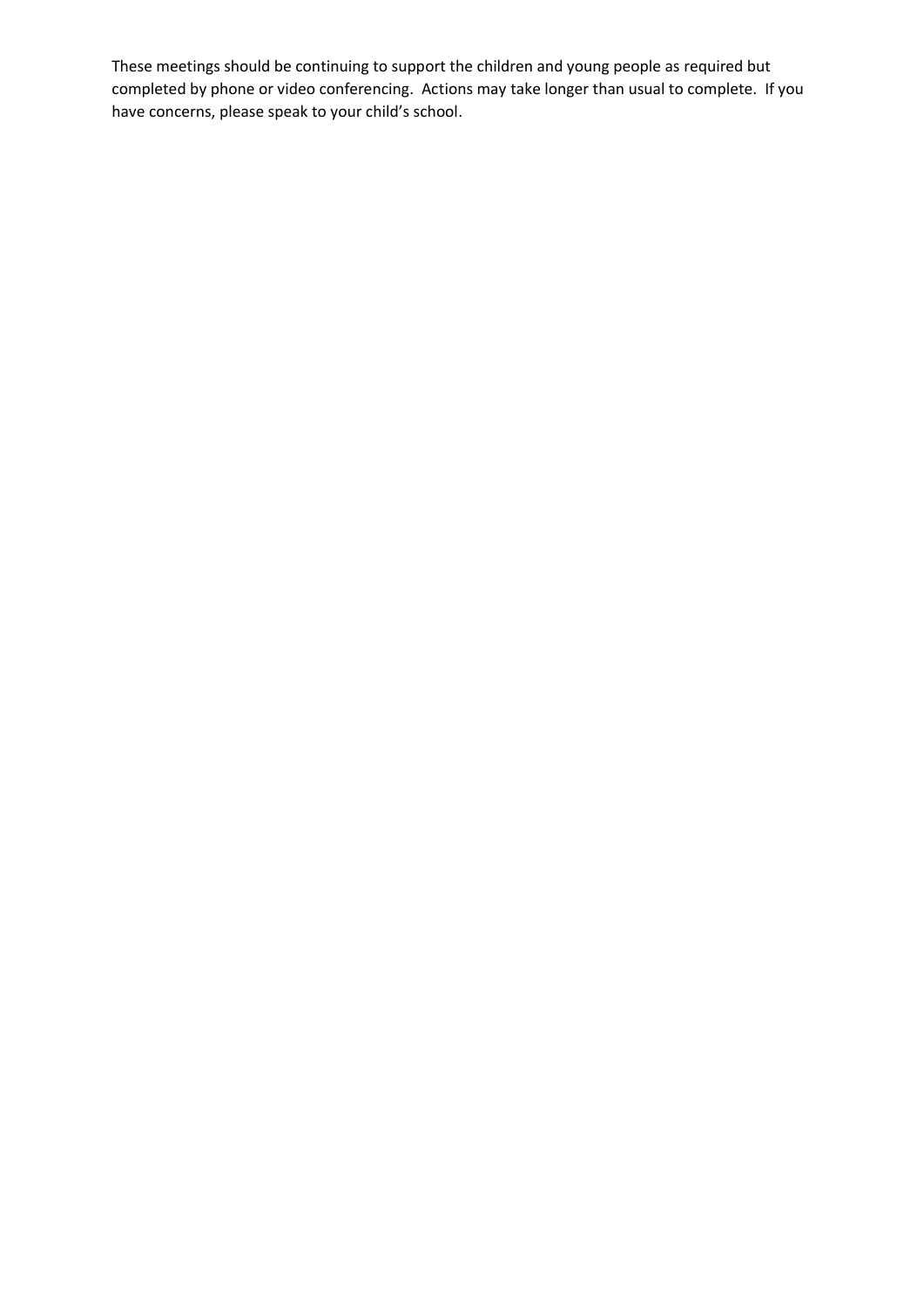These meetings should be continuing to support the children and young people as required but completed by phone or video conferencing. Actions may take longer than usual to complete. If you have concerns, please speak to your child's school.